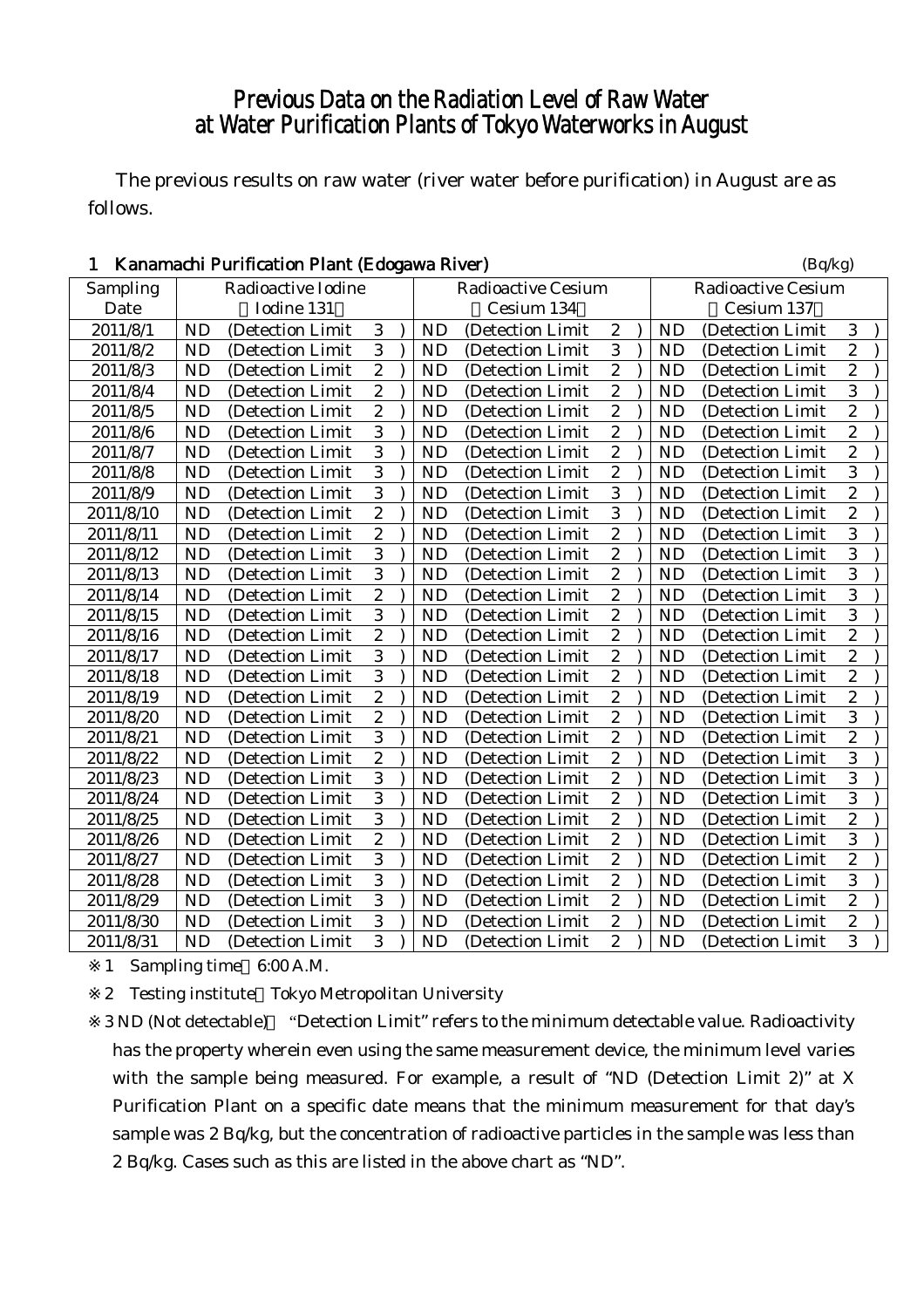# Previous Data on the Radiation Level of Raw Water at Water Purification Plants of Tokyo Waterworks in August

The previous results on raw water (river water before purification) in August are as follows.

## 1 Kanamachi Purification Plant (Edogawa River)

(Bq/kg)

| Sampling Date | Radioactive Iodine (Iodine 131) | Radioactive Cesium (Cesium 134) | Radioactive Cesium (Cesium 137) |
|---|---|---|---|
| 2011/8/1 | ND (Detection Limit 3) | ND (Detection Limit 2) | ND (Detection Limit 3) |
| 2011/8/2 | ND (Detection Limit 3) | ND (Detection Limit 3) | ND (Detection Limit 2) |
| 2011/8/3 | ND (Detection Limit 2) | ND (Detection Limit 2) | ND (Detection Limit 2) |
| 2011/8/4 | ND (Detection Limit 2) | ND (Detection Limit 2) | ND (Detection Limit 3) |
| 2011/8/5 | ND (Detection Limit 2) | ND (Detection Limit 2) | ND (Detection Limit 2) |
| 2011/8/6 | ND (Detection Limit 3) | ND (Detection Limit 2) | ND (Detection Limit 2) |
| 2011/8/7 | ND (Detection Limit 3) | ND (Detection Limit 2) | ND (Detection Limit 2) |
| 2011/8/8 | ND (Detection Limit 3) | ND (Detection Limit 2) | ND (Detection Limit 3) |
| 2011/8/9 | ND (Detection Limit 3) | ND (Detection Limit 3) | ND (Detection Limit 2) |
| 2011/8/10 | ND (Detection Limit 2) | ND (Detection Limit 3) | ND (Detection Limit 2) |
| 2011/8/11 | ND (Detection Limit 2) | ND (Detection Limit 2) | ND (Detection Limit 3) |
| 2011/8/12 | ND (Detection Limit 3) | ND (Detection Limit 2) | ND (Detection Limit 3) |
| 2011/8/13 | ND (Detection Limit 3) | ND (Detection Limit 2) | ND (Detection Limit 3) |
| 2011/8/14 | ND (Detection Limit 2) | ND (Detection Limit 2) | ND (Detection Limit 3) |
| 2011/8/15 | ND (Detection Limit 3) | ND (Detection Limit 2) | ND (Detection Limit 3) |
| 2011/8/16 | ND (Detection Limit 2) | ND (Detection Limit 2) | ND (Detection Limit 2) |
| 2011/8/17 | ND (Detection Limit 3) | ND (Detection Limit 2) | ND (Detection Limit 2) |
| 2011/8/18 | ND (Detection Limit 3) | ND (Detection Limit 2) | ND (Detection Limit 2) |
| 2011/8/19 | ND (Detection Limit 2) | ND (Detection Limit 2) | ND (Detection Limit 2) |
| 2011/8/20 | ND (Detection Limit 2) | ND (Detection Limit 2) | ND (Detection Limit 3) |
| 2011/8/21 | ND (Detection Limit 3) | ND (Detection Limit 2) | ND (Detection Limit 2) |
| 2011/8/22 | ND (Detection Limit 2) | ND (Detection Limit 2) | ND (Detection Limit 3) |
| 2011/8/23 | ND (Detection Limit 3) | ND (Detection Limit 2) | ND (Detection Limit 3) |
| 2011/8/24 | ND (Detection Limit 3) | ND (Detection Limit 2) | ND (Detection Limit 3) |
| 2011/8/25 | ND (Detection Limit 3) | ND (Detection Limit 2) | ND (Detection Limit 2) |
| 2011/8/26 | ND (Detection Limit 2) | ND (Detection Limit 2) | ND (Detection Limit 3) |
| 2011/8/27 | ND (Detection Limit 3) | ND (Detection Limit 2) | ND (Detection Limit 2) |
| 2011/8/28 | ND (Detection Limit 3) | ND (Detection Limit 2) | ND (Detection Limit 3) |
| 2011/8/29 | ND (Detection Limit 3) | ND (Detection Limit 2) | ND (Detection Limit 2) |
| 2011/8/30 | ND (Detection Limit 3) | ND (Detection Limit 2) | ND (Detection Limit 2) |
| 2011/8/31 | ND (Detection Limit 3) | ND (Detection Limit 2) | ND (Detection Limit 3) |

※1 Sampling time 6:00 A.M.

※2 Testing institute Tokyo Metropolitan University

※3 ND (Not detectable) "Detection Limit" refers to the minimum detectable value. Radioactivity has the property wherein even using the same measurement device, the minimum level varies with the sample being measured. For example, a result of "ND (Detection Limit 2)" at X Purification Plant on a specific date means that the minimum measurement for that day's sample was 2 Bq/kg, but the concentration of radioactive particles in the sample was less than 2 Bq/kg. Cases such as this are listed in the above chart as "ND".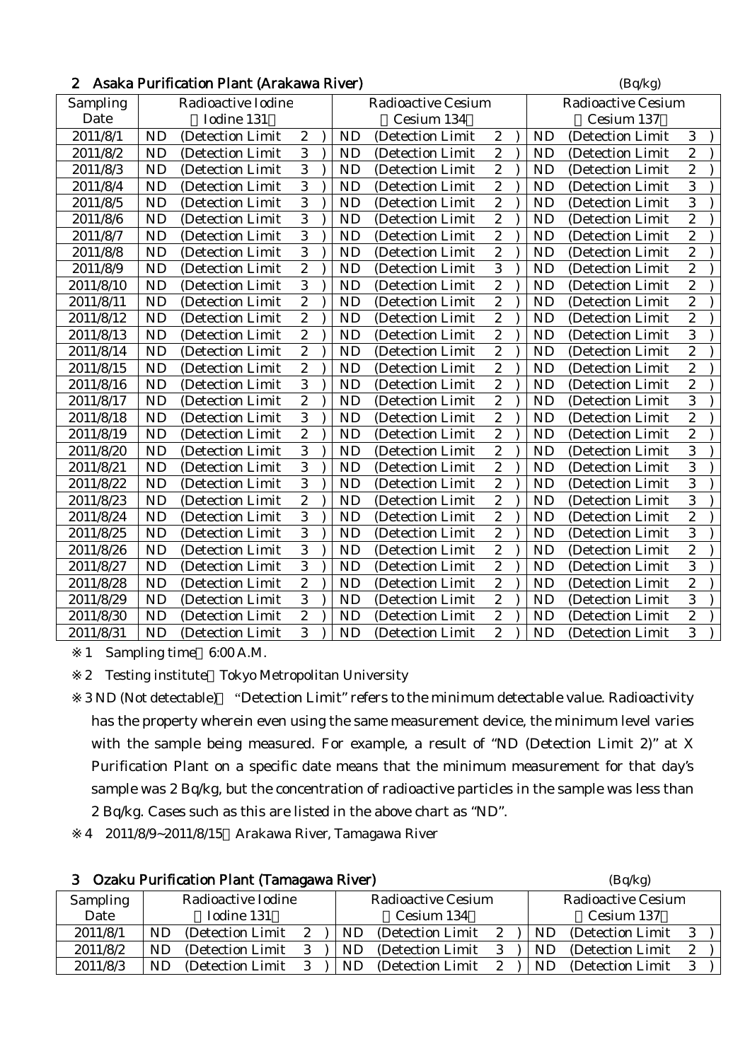## 2 Asaka Purification Plant (Arakawa River)

(Bq/kg)

| Sampling Date | Radioactive Iodine (Iodine 131) | Radioactive Cesium (Cesium 134) | Radioactive Cesium (Cesium 137) |
|---|---|---|---|
| 2011/8/1 | ND (Detection Limit 2) | ND (Detection Limit 2) | ND (Detection Limit 3) |
| 2011/8/2 | ND (Detection Limit 3) | ND (Detection Limit 2) | ND (Detection Limit 2) |
| 2011/8/3 | ND (Detection Limit 3) | ND (Detection Limit 2) | ND (Detection Limit 2) |
| 2011/8/4 | ND (Detection Limit 3) | ND (Detection Limit 2) | ND (Detection Limit 3) |
| 2011/8/5 | ND (Detection Limit 3) | ND (Detection Limit 2) | ND (Detection Limit 3) |
| 2011/8/6 | ND (Detection Limit 3) | ND (Detection Limit 2) | ND (Detection Limit 2) |
| 2011/8/7 | ND (Detection Limit 3) | ND (Detection Limit 2) | ND (Detection Limit 2) |
| 2011/8/8 | ND (Detection Limit 3) | ND (Detection Limit 2) | ND (Detection Limit 2) |
| 2011/8/9 | ND (Detection Limit 2) | ND (Detection Limit 3) | ND (Detection Limit 2) |
| 2011/8/10 | ND (Detection Limit 3) | ND (Detection Limit 2) | ND (Detection Limit 2) |
| 2011/8/11 | ND (Detection Limit 2) | ND (Detection Limit 2) | ND (Detection Limit 2) |
| 2011/8/12 | ND (Detection Limit 2) | ND (Detection Limit 2) | ND (Detection Limit 2) |
| 2011/8/13 | ND (Detection Limit 2) | ND (Detection Limit 2) | ND (Detection Limit 3) |
| 2011/8/14 | ND (Detection Limit 2) | ND (Detection Limit 2) | ND (Detection Limit 2) |
| 2011/8/15 | ND (Detection Limit 2) | ND (Detection Limit 2) | ND (Detection Limit 2) |
| 2011/8/16 | ND (Detection Limit 3) | ND (Detection Limit 2) | ND (Detection Limit 2) |
| 2011/8/17 | ND (Detection Limit 2) | ND (Detection Limit 2) | ND (Detection Limit 3) |
| 2011/8/18 | ND (Detection Limit 3) | ND (Detection Limit 2) | ND (Detection Limit 2) |
| 2011/8/19 | ND (Detection Limit 2) | ND (Detection Limit 2) | ND (Detection Limit 2) |
| 2011/8/20 | ND (Detection Limit 3) | ND (Detection Limit 2) | ND (Detection Limit 3) |
| 2011/8/21 | ND (Detection Limit 3) | ND (Detection Limit 2) | ND (Detection Limit 3) |
| 2011/8/22 | ND (Detection Limit 3) | ND (Detection Limit 2) | ND (Detection Limit 3) |
| 2011/8/23 | ND (Detection Limit 2) | ND (Detection Limit 2) | ND (Detection Limit 3) |
| 2011/8/24 | ND (Detection Limit 3) | ND (Detection Limit 2) | ND (Detection Limit 2) |
| 2011/8/25 | ND (Detection Limit 3) | ND (Detection Limit 2) | ND (Detection Limit 3) |
| 2011/8/26 | ND (Detection Limit 3) | ND (Detection Limit 2) | ND (Detection Limit 2) |
| 2011/8/27 | ND (Detection Limit 3) | ND (Detection Limit 2) | ND (Detection Limit 3) |
| 2011/8/28 | ND (Detection Limit 2) | ND (Detection Limit 2) | ND (Detection Limit 2) |
| 2011/8/29 | ND (Detection Limit 3) | ND (Detection Limit 2) | ND (Detection Limit 3) |
| 2011/8/30 | ND (Detection Limit 2) | ND (Detection Limit 2) | ND (Detection Limit 2) |
| 2011/8/31 | ND (Detection Limit 3) | ND (Detection Limit 2) | ND (Detection Limit 3) |

※1 Sampling time 6:00 A.M.

※2 Testing institute Tokyo Metropolitan University

※3 ND (Not detectable) "Detection Limit" refers to the minimum detectable value. Radioactivity has the property wherein even using the same measurement device, the minimum level varies with the sample being measured. For example, a result of "ND (Detection Limit 2)" at X Purification Plant on a specific date means that the minimum measurement for that day's sample was 2 Bq/kg, but the concentration of radioactive particles in the sample was less than 2 Bq/kg. Cases such as this are listed in the above chart as "ND".

※4 2011/8/9~2011/8/15 Arakawa River, Tamagawa River

## 3 Ozaku Purification Plant (Tamagawa River)

(Bq/kg)

| Sampling Date | Radioactive Iodine (Iodine 131) | Radioactive Cesium (Cesium 134) | Radioactive Cesium (Cesium 137) |
|---|---|---|---|
| 2011/8/1 | ND (Detection Limit 2) | ND (Detection Limit 2) | ND (Detection Limit 3) |
| 2011/8/2 | ND (Detection Limit 3) | ND (Detection Limit 3) | ND (Detection Limit 2) |
| 2011/8/3 | ND (Detection Limit 3) | ND (Detection Limit 2) | ND (Detection Limit 3) |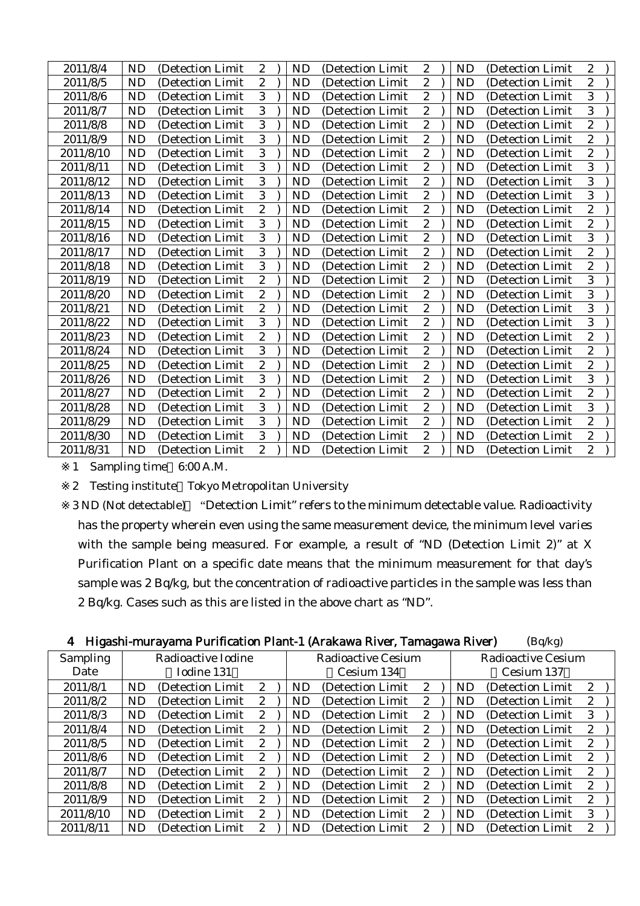| 2011/8/4 | ND (Detection Limit 2 ) | ND (Detection Limit 2 ) | ND (Detection Limit 2 ) |
|---|---|---|---|
| 2011/8/5 | ND (Detection Limit 2 ) | ND (Detection Limit 2 ) | ND (Detection Limit 2 ) |
| 2011/8/6 | ND (Detection Limit 3 ) | ND (Detection Limit 2 ) | ND (Detection Limit 3 ) |
| 2011/8/7 | ND (Detection Limit 3 ) | ND (Detection Limit 2 ) | ND (Detection Limit 3 ) |
| 2011/8/8 | ND (Detection Limit 3 ) | ND (Detection Limit 2 ) | ND (Detection Limit 2 ) |
| 2011/8/9 | ND (Detection Limit 3 ) | ND (Detection Limit 2 ) | ND (Detection Limit 2 ) |
| 2011/8/10 | ND (Detection Limit 3 ) | ND (Detection Limit 2 ) | ND (Detection Limit 2 ) |
| 2011/8/11 | ND (Detection Limit 3 ) | ND (Detection Limit 2 ) | ND (Detection Limit 3 ) |
| 2011/8/12 | ND (Detection Limit 3 ) | ND (Detection Limit 2 ) | ND (Detection Limit 3 ) |
| 2011/8/13 | ND (Detection Limit 3 ) | ND (Detection Limit 2 ) | ND (Detection Limit 3 ) |
| 2011/8/14 | ND (Detection Limit 2 ) | ND (Detection Limit 2 ) | ND (Detection Limit 2 ) |
| 2011/8/15 | ND (Detection Limit 3 ) | ND (Detection Limit 2 ) | ND (Detection Limit 2 ) |
| 2011/8/16 | ND (Detection Limit 3 ) | ND (Detection Limit 2 ) | ND (Detection Limit 3 ) |
| 2011/8/17 | ND (Detection Limit 3 ) | ND (Detection Limit 2 ) | ND (Detection Limit 2 ) |
| 2011/8/18 | ND (Detection Limit 3 ) | ND (Detection Limit 2 ) | ND (Detection Limit 2 ) |
| 2011/8/19 | ND (Detection Limit 2 ) | ND (Detection Limit 2 ) | ND (Detection Limit 3 ) |
| 2011/8/20 | ND (Detection Limit 2 ) | ND (Detection Limit 2 ) | ND (Detection Limit 3 ) |
| 2011/8/21 | ND (Detection Limit 2 ) | ND (Detection Limit 2 ) | ND (Detection Limit 3 ) |
| 2011/8/22 | ND (Detection Limit 3 ) | ND (Detection Limit 2 ) | ND (Detection Limit 3 ) |
| 2011/8/23 | ND (Detection Limit 2 ) | ND (Detection Limit 2 ) | ND (Detection Limit 2 ) |
| 2011/8/24 | ND (Detection Limit 3 ) | ND (Detection Limit 2 ) | ND (Detection Limit 2 ) |
| 2011/8/25 | ND (Detection Limit 2 ) | ND (Detection Limit 2 ) | ND (Detection Limit 2 ) |
| 2011/8/26 | ND (Detection Limit 3 ) | ND (Detection Limit 2 ) | ND (Detection Limit 3 ) |
| 2011/8/27 | ND (Detection Limit 2 ) | ND (Detection Limit 2 ) | ND (Detection Limit 2 ) |
| 2011/8/28 | ND (Detection Limit 3 ) | ND (Detection Limit 2 ) | ND (Detection Limit 3 ) |
| 2011/8/29 | ND (Detection Limit 3 ) | ND (Detection Limit 2 ) | ND (Detection Limit 2 ) |
| 2011/8/30 | ND (Detection Limit 3 ) | ND (Detection Limit 2 ) | ND (Detection Limit 2 ) |
| 2011/8/31 | ND (Detection Limit 2 ) | ND (Detection Limit 2 ) | ND (Detection Limit 2 ) |

※1 Sampling time 6:00 A.M.

※2 Testing institute Tokyo Metropolitan University

※3 ND (Not detectable) "Detection Limit" refers to the minimum detectable value. Radioactivity has the property wherein even using the same measurement device, the minimum level varies with the sample being measured. For example, a result of "ND (Detection Limit 2)" at X Purification Plant on a specific date means that the minimum measurement for that day's sample was 2 Bq/kg, but the concentration of radioactive particles in the sample was less than 2 Bq/kg. Cases such as this are listed in the above chart as "ND".

## 4 Higashi-murayama Purification Plant-1 (Arakawa River, Tamagawa River) (Bq/kg)

| Sampling Date | Radioactive Iodine (Iodine 131) | Radioactive Cesium (Cesium 134) | Radioactive Cesium (Cesium 137) |
|---|---|---|---|
| 2011/8/1 | ND (Detection Limit 2 ) | ND (Detection Limit 2 ) | ND (Detection Limit 2 ) |
| 2011/8/2 | ND (Detection Limit 2 ) | ND (Detection Limit 2 ) | ND (Detection Limit 2 ) |
| 2011/8/3 | ND (Detection Limit 2 ) | ND (Detection Limit 2 ) | ND (Detection Limit 3 ) |
| 2011/8/4 | ND (Detection Limit 2 ) | ND (Detection Limit 2 ) | ND (Detection Limit 2 ) |
| 2011/8/5 | ND (Detection Limit 2 ) | ND (Detection Limit 2 ) | ND (Detection Limit 2 ) |
| 2011/8/6 | ND (Detection Limit 2 ) | ND (Detection Limit 2 ) | ND (Detection Limit 2 ) |
| 2011/8/7 | ND (Detection Limit 2 ) | ND (Detection Limit 2 ) | ND (Detection Limit 2 ) |
| 2011/8/8 | ND (Detection Limit 2 ) | ND (Detection Limit 2 ) | ND (Detection Limit 2 ) |
| 2011/8/9 | ND (Detection Limit 2 ) | ND (Detection Limit 2 ) | ND (Detection Limit 2 ) |
| 2011/8/10 | ND (Detection Limit 2 ) | ND (Detection Limit 2 ) | ND (Detection Limit 3 ) |
| 2011/8/11 | ND (Detection Limit 2 ) | ND (Detection Limit 2 ) | ND (Detection Limit 2 ) |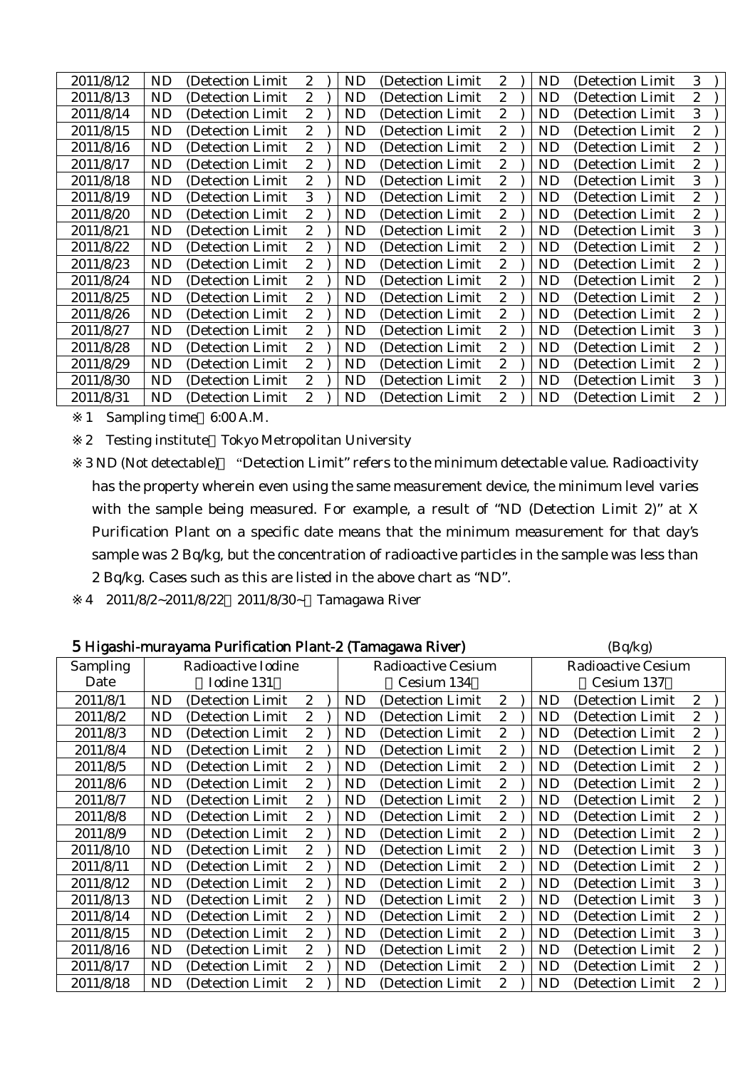| | | | |
|---|---|---|---|
| 2011/8/12 | ND (Detection Limit 2 ) | ND (Detection Limit 2 ) | ND (Detection Limit 3 ) |
| 2011/8/13 | ND (Detection Limit 2 ) | ND (Detection Limit 2 ) | ND (Detection Limit 2 ) |
| 2011/8/14 | ND (Detection Limit 2 ) | ND (Detection Limit 2 ) | ND (Detection Limit 3 ) |
| 2011/8/15 | ND (Detection Limit 2 ) | ND (Detection Limit 2 ) | ND (Detection Limit 2 ) |
| 2011/8/16 | ND (Detection Limit 2 ) | ND (Detection Limit 2 ) | ND (Detection Limit 2 ) |
| 2011/8/17 | ND (Detection Limit 2 ) | ND (Detection Limit 2 ) | ND (Detection Limit 2 ) |
| 2011/8/18 | ND (Detection Limit 2 ) | ND (Detection Limit 2 ) | ND (Detection Limit 3 ) |
| 2011/8/19 | ND (Detection Limit 3 ) | ND (Detection Limit 2 ) | ND (Detection Limit 2 ) |
| 2011/8/20 | ND (Detection Limit 2 ) | ND (Detection Limit 2 ) | ND (Detection Limit 2 ) |
| 2011/8/21 | ND (Detection Limit 2 ) | ND (Detection Limit 2 ) | ND (Detection Limit 3 ) |
| 2011/8/22 | ND (Detection Limit 2 ) | ND (Detection Limit 2 ) | ND (Detection Limit 2 ) |
| 2011/8/23 | ND (Detection Limit 2 ) | ND (Detection Limit 2 ) | ND (Detection Limit 2 ) |
| 2011/8/24 | ND (Detection Limit 2 ) | ND (Detection Limit 2 ) | ND (Detection Limit 2 ) |
| 2011/8/25 | ND (Detection Limit 2 ) | ND (Detection Limit 2 ) | ND (Detection Limit 2 ) |
| 2011/8/26 | ND (Detection Limit 2 ) | ND (Detection Limit 2 ) | ND (Detection Limit 2 ) |
| 2011/8/27 | ND (Detection Limit 2 ) | ND (Detection Limit 2 ) | ND (Detection Limit 3 ) |
| 2011/8/28 | ND (Detection Limit 2 ) | ND (Detection Limit 2 ) | ND (Detection Limit 2 ) |
| 2011/8/29 | ND (Detection Limit 2 ) | ND (Detection Limit 2 ) | ND (Detection Limit 2 ) |
| 2011/8/30 | ND (Detection Limit 2 ) | ND (Detection Limit 2 ) | ND (Detection Limit 3 ) |
| 2011/8/31 | ND (Detection Limit 2 ) | ND (Detection Limit 2 ) | ND (Detection Limit 2 ) |

※1 Sampling time 6:00 A.M.

※2 Testing institute Tokyo Metropolitan University

※3 ND (Not detectable) "Detection Limit" refers to the minimum detectable value. Radioactivity has the property wherein even using the same measurement device, the minimum level varies with the sample being measured. For example, a result of "ND (Detection Limit 2)" at X Purification Plant on a specific date means that the minimum measurement for that day's sample was 2 Bq/kg, but the concentration of radioactive particles in the sample was less than 2 Bq/kg. Cases such as this are listed in the above chart as "ND".

※4 2011/8/2~2011/8/22 2011/8/30~ Tamagawa River

## 5 Higashi-murayama Purification Plant-2 (Tamagawa River)

(Bq/kg)

| Sampling Date | Radioactive Iodine (Iodine 131) | Radioactive Cesium (Cesium 134) | Radioactive Cesium (Cesium 137) |
|---|---|---|---|
| 2011/8/1 | ND (Detection Limit 2 ) | ND (Detection Limit 2 ) | ND (Detection Limit 2 ) |
| 2011/8/2 | ND (Detection Limit 2 ) | ND (Detection Limit 2 ) | ND (Detection Limit 2 ) |
| 2011/8/3 | ND (Detection Limit 2 ) | ND (Detection Limit 2 ) | ND (Detection Limit 2 ) |
| 2011/8/4 | ND (Detection Limit 2 ) | ND (Detection Limit 2 ) | ND (Detection Limit 2 ) |
| 2011/8/5 | ND (Detection Limit 2 ) | ND (Detection Limit 2 ) | ND (Detection Limit 2 ) |
| 2011/8/6 | ND (Detection Limit 2 ) | ND (Detection Limit 2 ) | ND (Detection Limit 2 ) |
| 2011/8/7 | ND (Detection Limit 2 ) | ND (Detection Limit 2 ) | ND (Detection Limit 2 ) |
| 2011/8/8 | ND (Detection Limit 2 ) | ND (Detection Limit 2 ) | ND (Detection Limit 2 ) |
| 2011/8/9 | ND (Detection Limit 2 ) | ND (Detection Limit 2 ) | ND (Detection Limit 2 ) |
| 2011/8/10 | ND (Detection Limit 2 ) | ND (Detection Limit 2 ) | ND (Detection Limit 3 ) |
| 2011/8/11 | ND (Detection Limit 2 ) | ND (Detection Limit 2 ) | ND (Detection Limit 2 ) |
| 2011/8/12 | ND (Detection Limit 2 ) | ND (Detection Limit 2 ) | ND (Detection Limit 3 ) |
| 2011/8/13 | ND (Detection Limit 2 ) | ND (Detection Limit 2 ) | ND (Detection Limit 3 ) |
| 2011/8/14 | ND (Detection Limit 2 ) | ND (Detection Limit 2 ) | ND (Detection Limit 2 ) |
| 2011/8/15 | ND (Detection Limit 2 ) | ND (Detection Limit 2 ) | ND (Detection Limit 3 ) |
| 2011/8/16 | ND (Detection Limit 2 ) | ND (Detection Limit 2 ) | ND (Detection Limit 2 ) |
| 2011/8/17 | ND (Detection Limit 2 ) | ND (Detection Limit 2 ) | ND (Detection Limit 2 ) |
| 2011/8/18 | ND (Detection Limit 2 ) | ND (Detection Limit 2 ) | ND (Detection Limit 2 ) |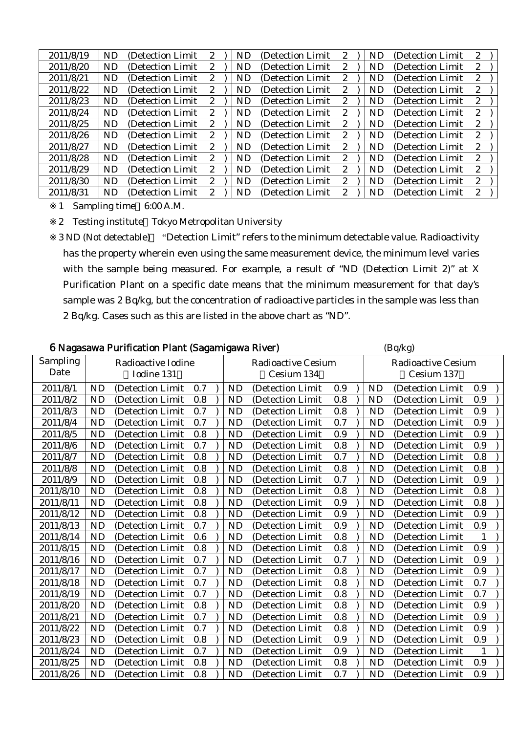| 2011/8/19 | ND (Detection Limit 2 ) | ND (Detection Limit 2 ) | ND (Detection Limit 2 ) |
|---|---|---|---|
| 2011/8/20 | ND (Detection Limit 2 ) | ND (Detection Limit 2 ) | ND (Detection Limit 2 ) |
| 2011/8/21 | ND (Detection Limit 2 ) | ND (Detection Limit 2 ) | ND (Detection Limit 2 ) |
| 2011/8/22 | ND (Detection Limit 2 ) | ND (Detection Limit 2 ) | ND (Detection Limit 2 ) |
| 2011/8/23 | ND (Detection Limit 2 ) | ND (Detection Limit 2 ) | ND (Detection Limit 2 ) |
| 2011/8/24 | ND (Detection Limit 2 ) | ND (Detection Limit 2 ) | ND (Detection Limit 2 ) |
| 2011/8/25 | ND (Detection Limit 2 ) | ND (Detection Limit 2 ) | ND (Detection Limit 2 ) |
| 2011/8/26 | ND (Detection Limit 2 ) | ND (Detection Limit 2 ) | ND (Detection Limit 2 ) |
| 2011/8/27 | ND (Detection Limit 2 ) | ND (Detection Limit 2 ) | ND (Detection Limit 2 ) |
| 2011/8/28 | ND (Detection Limit 2 ) | ND (Detection Limit 2 ) | ND (Detection Limit 2 ) |
| 2011/8/29 | ND (Detection Limit 2 ) | ND (Detection Limit 2 ) | ND (Detection Limit 2 ) |
| 2011/8/30 | ND (Detection Limit 2 ) | ND (Detection Limit 2 ) | ND (Detection Limit 2 ) |
| 2011/8/31 | ND (Detection Limit 2 ) | ND (Detection Limit 2 ) | ND (Detection Limit 2 ) |

※1 Sampling time：6:00 A.M.

※2 Testing institute：Tokyo Metropolitan University

※3 ND (Not detectable)： "Detection Limit" refers to the minimum detectable value. Radioactivity has the property wherein even using the same measurement device, the minimum level varies with the sample being measured. For example, a result of "ND (Detection Limit 2)" at X Purification Plant on a specific date means that the minimum measurement for that day's sample was 2 Bq/kg, but the concentration of radioactive particles in the sample was less than 2 Bq/kg. Cases such as this are listed in the above chart as "ND".

## 6 Nagasawa Purification Plant (Sagamigawa River)

(Bq/kg)

| Sampling Date | Radioactive Iodine （Iodine 131） | Radioactive Cesium （Cesium 134） | Radioactive Cesium （Cesium 137） |
|---|---|---|---|
| 2011/8/1 | ND (Detection Limit 0.7 ) | ND (Detection Limit 0.9 ) | ND (Detection Limit 0.9 ) |
| 2011/8/2 | ND (Detection Limit 0.8 ) | ND (Detection Limit 0.8 ) | ND (Detection Limit 0.9 ) |
| 2011/8/3 | ND (Detection Limit 0.7 ) | ND (Detection Limit 0.8 ) | ND (Detection Limit 0.9 ) |
| 2011/8/4 | ND (Detection Limit 0.7 ) | ND (Detection Limit 0.7 ) | ND (Detection Limit 0.9 ) |
| 2011/8/5 | ND (Detection Limit 0.8 ) | ND (Detection Limit 0.9 ) | ND (Detection Limit 0.9 ) |
| 2011/8/6 | ND (Detection Limit 0.7 ) | ND (Detection Limit 0.8 ) | ND (Detection Limit 0.9 ) |
| 2011/8/7 | ND (Detection Limit 0.8 ) | ND (Detection Limit 0.7 ) | ND (Detection Limit 0.8 ) |
| 2011/8/8 | ND (Detection Limit 0.8 ) | ND (Detection Limit 0.8 ) | ND (Detection Limit 0.8 ) |
| 2011/8/9 | ND (Detection Limit 0.8 ) | ND (Detection Limit 0.7 ) | ND (Detection Limit 0.9 ) |
| 2011/8/10 | ND (Detection Limit 0.8 ) | ND (Detection Limit 0.8 ) | ND (Detection Limit 0.8 ) |
| 2011/8/11 | ND (Detection Limit 0.8 ) | ND (Detection Limit 0.9 ) | ND (Detection Limit 0.8 ) |
| 2011/8/12 | ND (Detection Limit 0.8 ) | ND (Detection Limit 0.9 ) | ND (Detection Limit 0.9 ) |
| 2011/8/13 | ND (Detection Limit 0.7 ) | ND (Detection Limit 0.9 ) | ND (Detection Limit 0.9 ) |
| 2011/8/14 | ND (Detection Limit 0.6 ) | ND (Detection Limit 0.8 ) | ND (Detection Limit 1 ) |
| 2011/8/15 | ND (Detection Limit 0.8 ) | ND (Detection Limit 0.8 ) | ND (Detection Limit 0.9 ) |
| 2011/8/16 | ND (Detection Limit 0.7 ) | ND (Detection Limit 0.7 ) | ND (Detection Limit 0.9 ) |
| 2011/8/17 | ND (Detection Limit 0.7 ) | ND (Detection Limit 0.8 ) | ND (Detection Limit 0.9 ) |
| 2011/8/18 | ND (Detection Limit 0.7 ) | ND (Detection Limit 0.8 ) | ND (Detection Limit 0.7 ) |
| 2011/8/19 | ND (Detection Limit 0.7 ) | ND (Detection Limit 0.8 ) | ND (Detection Limit 0.7 ) |
| 2011/8/20 | ND (Detection Limit 0.8 ) | ND (Detection Limit 0.8 ) | ND (Detection Limit 0.9 ) |
| 2011/8/21 | ND (Detection Limit 0.7 ) | ND (Detection Limit 0.8 ) | ND (Detection Limit 0.9 ) |
| 2011/8/22 | ND (Detection Limit 0.7 ) | ND (Detection Limit 0.8 ) | ND (Detection Limit 0.9 ) |
| 2011/8/23 | ND (Detection Limit 0.8 ) | ND (Detection Limit 0.9 ) | ND (Detection Limit 0.9 ) |
| 2011/8/24 | ND (Detection Limit 0.7 ) | ND (Detection Limit 0.9 ) | ND (Detection Limit 1 ) |
| 2011/8/25 | ND (Detection Limit 0.8 ) | ND (Detection Limit 0.8 ) | ND (Detection Limit 0.9 ) |
| 2011/8/26 | ND (Detection Limit 0.8 ) | ND (Detection Limit 0.7 ) | ND (Detection Limit 0.9 ) |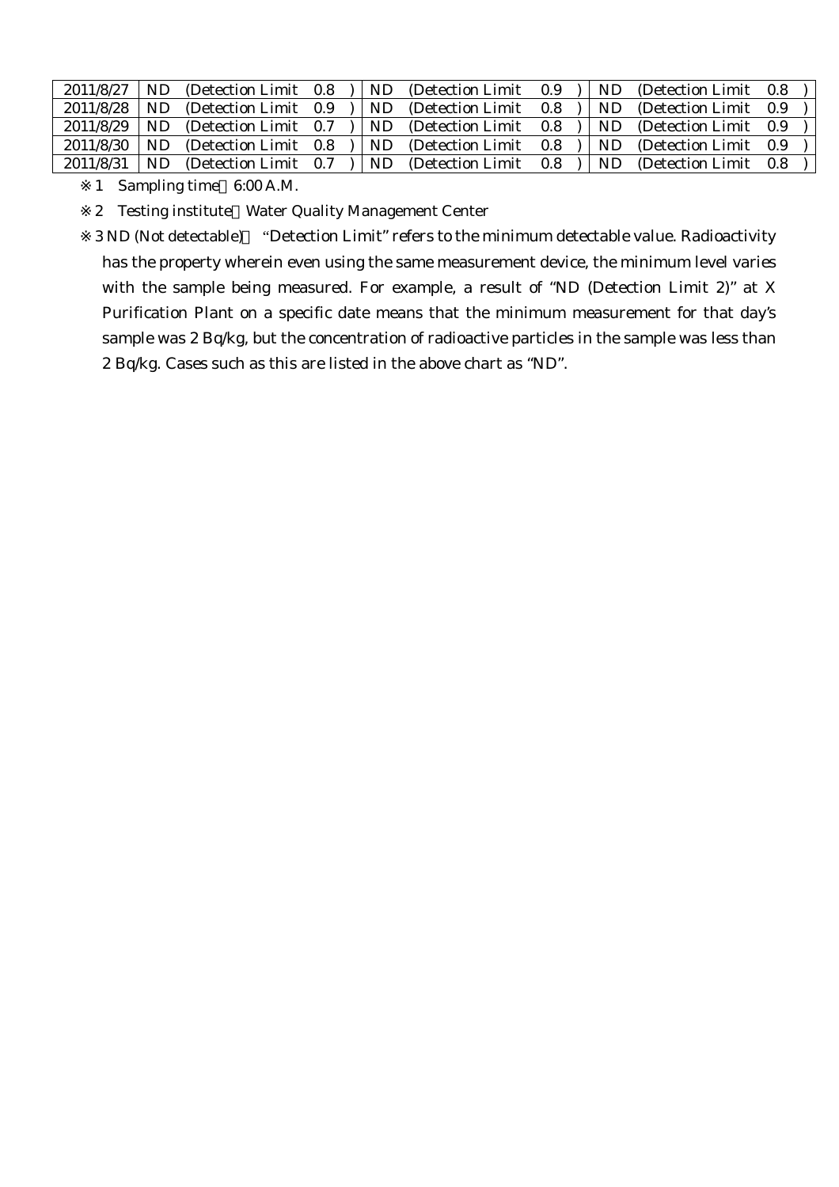| | | | |
|---|---|---|---|
| 2011/8/27 | ND (Detection Limit 0.8 ) | ND (Detection Limit 0.9 ) | ND (Detection Limit 0.8 ) |
| 2011/8/28 | ND (Detection Limit 0.9 ) | ND (Detection Limit 0.8 ) | ND (Detection Limit 0.9 ) |
| 2011/8/29 | ND (Detection Limit 0.7 ) | ND (Detection Limit 0.8 ) | ND (Detection Limit 0.9 ) |
| 2011/8/30 | ND (Detection Limit 0.8 ) | ND (Detection Limit 0.8 ) | ND (Detection Limit 0.9 ) |
| 2011/8/31 | ND (Detection Limit 0.7 ) | ND (Detection Limit 0.8 ) | ND (Detection Limit 0.8 ) |

※1 Sampling time：6:00 A.M.

※2 Testing institute：Water Quality Management Center

※3 ND (Not detectable)： "Detection Limit" refers to the minimum detectable value. Radioactivity has the property wherein even using the same measurement device, the minimum level varies with the sample being measured. For example, a result of "ND (Detection Limit 2)" at X Purification Plant on a specific date means that the minimum measurement for that day's sample was 2 Bq/kg, but the concentration of radioactive particles in the sample was less than 2 Bq/kg. Cases such as this are listed in the above chart as "ND".